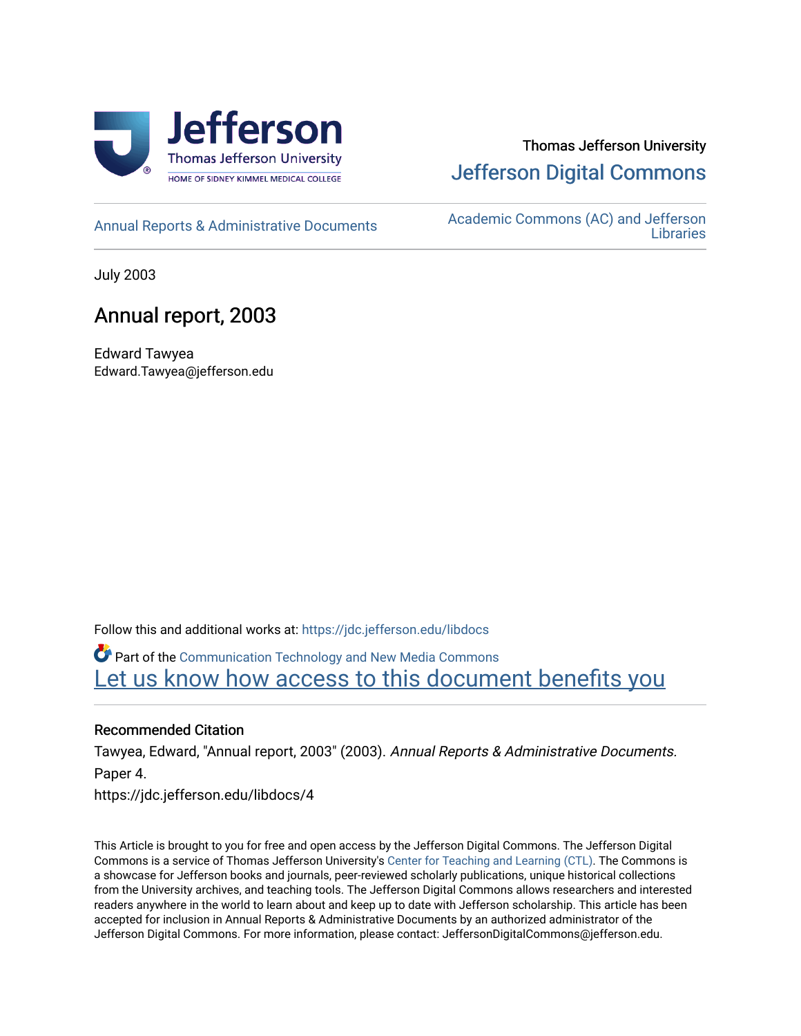Thomas Jefferson University

Jefferson Digital Commons

Annual Reports & Administrative Documents

Academic Commons (AC) and Jefferson Libraries

July 2003

# Annual report, 2003

Edward Tawyea
Edward.Tawyea@jefferson.edu

Follow this and additional works at: https://jdc.jefferson.edu/libdocs

Part of the Communication Technology and New Media Commons

Let us know how access to this document benefits you

## Recommended Citation

Tawyea, Edward, "Annual report, 2003" (2003). *Annual Reports & Administrative Documents.* Paper 4.
https://jdc.jefferson.edu/libdocs/4

This Article is brought to you for free and open access by the Jefferson Digital Commons. The Jefferson Digital Commons is a service of Thomas Jefferson University's Center for Teaching and Learning (CTL). The Commons is a showcase for Jefferson books and journals, peer-reviewed scholarly publications, unique historical collections from the University archives, and teaching tools. The Jefferson Digital Commons allows researchers and interested readers anywhere in the world to learn about and keep up to date with Jefferson scholarship. This article has been accepted for inclusion in Annual Reports & Administrative Documents by an authorized administrator of the Jefferson Digital Commons. For more information, please contact: JeffersonDigitalCommons@jefferson.edu.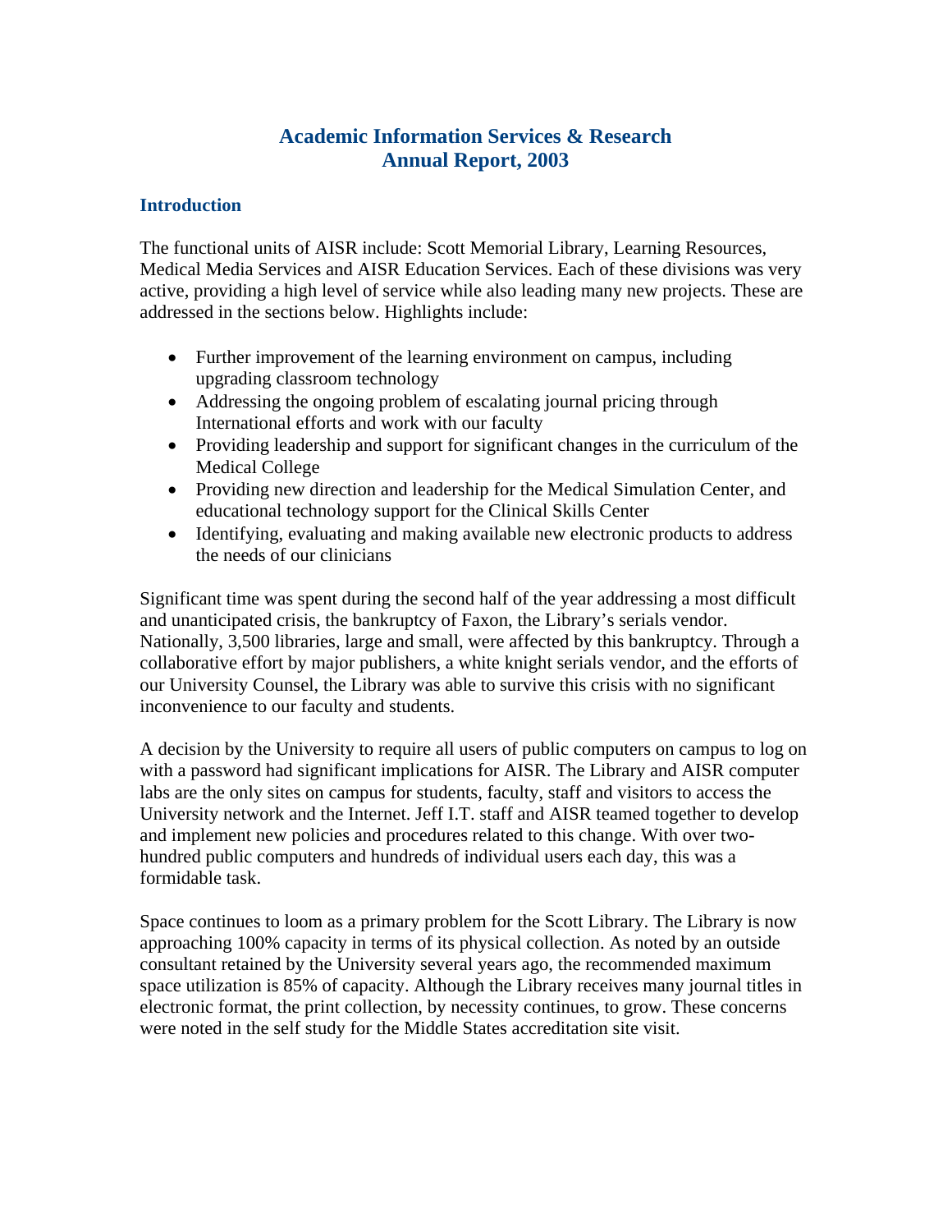# Academic Information Services & Research
# Annual Report, 2003

## Introduction

The functional units of AISR include: Scott Memorial Library, Learning Resources, Medical Media Services and AISR Education Services. Each of these divisions was very active, providing a high level of service while also leading many new projects. These are addressed in the sections below. Highlights include:

- Further improvement of the learning environment on campus, including upgrading classroom technology
- Addressing the ongoing problem of escalating journal pricing through International efforts and work with our faculty
- Providing leadership and support for significant changes in the curriculum of the Medical College
- Providing new direction and leadership for the Medical Simulation Center, and educational technology support for the Clinical Skills Center
- Identifying, evaluating and making available new electronic products to address the needs of our clinicians

Significant time was spent during the second half of the year addressing a most difficult and unanticipated crisis, the bankruptcy of Faxon, the Library's serials vendor. Nationally, 3,500 libraries, large and small, were affected by this bankruptcy. Through a collaborative effort by major publishers, a white knight serials vendor, and the efforts of our University Counsel, the Library was able to survive this crisis with no significant inconvenience to our faculty and students.

A decision by the University to require all users of public computers on campus to log on with a password had significant implications for AISR. The Library and AISR computer labs are the only sites on campus for students, faculty, staff and visitors to access the University network and the Internet. Jeff I.T. staff and AISR teamed together to develop and implement new policies and procedures related to this change. With over two-hundred public computers and hundreds of individual users each day, this was a formidable task.

Space continues to loom as a primary problem for the Scott Library. The Library is now approaching 100% capacity in terms of its physical collection. As noted by an outside consultant retained by the University several years ago, the recommended maximum space utilization is 85% of capacity. Although the Library receives many journal titles in electronic format, the print collection, by necessity continues, to grow. These concerns were noted in the self study for the Middle States accreditation site visit.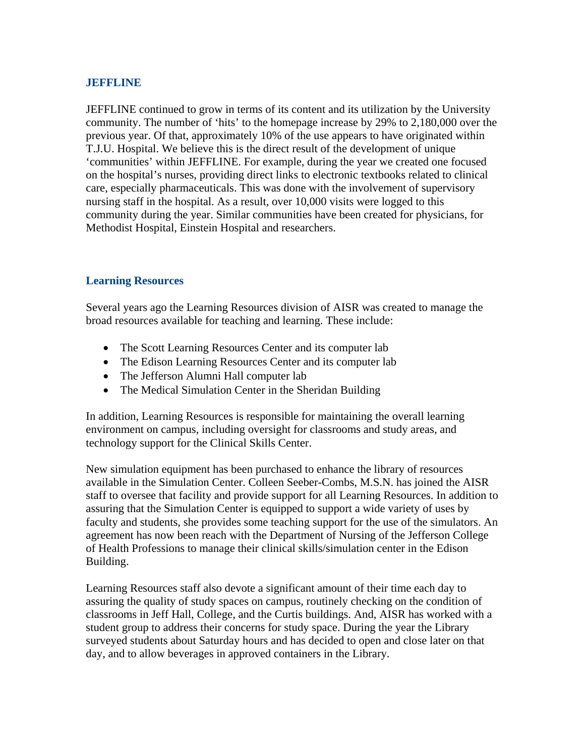## JEFFLINE

JEFFLINE continued to grow in terms of its content and its utilization by the University community. The number of 'hits' to the homepage increase by 29% to 2,180,000 over the previous year. Of that, approximately 10% of the use appears to have originated within T.J.U. Hospital. We believe this is the direct result of the development of unique 'communities' within JEFFLINE. For example, during the year we created one focused on the hospital's nurses, providing direct links to electronic textbooks related to clinical care, especially pharmaceuticals. This was done with the involvement of supervisory nursing staff in the hospital. As a result, over 10,000 visits were logged to this community during the year. Similar communities have been created for physicians, for Methodist Hospital, Einstein Hospital and researchers.

## Learning Resources

Several years ago the Learning Resources division of AISR was created to manage the broad resources available for teaching and learning. These include:

- The Scott Learning Resources Center and its computer lab
- The Edison Learning Resources Center and its computer lab
- The Jefferson Alumni Hall computer lab
- The Medical Simulation Center in the Sheridan Building

In addition, Learning Resources is responsible for maintaining the overall learning environment on campus, including oversight for classrooms and study areas, and technology support for the Clinical Skills Center.

New simulation equipment has been purchased to enhance the library of resources available in the Simulation Center. Colleen Seeber-Combs, M.S.N. has joined the AISR staff to oversee that facility and provide support for all Learning Resources. In addition to assuring that the Simulation Center is equipped to support a wide variety of uses by faculty and students, she provides some teaching support for the use of the simulators. An agreement has now been reach with the Department of Nursing of the Jefferson College of Health Professions to manage their clinical skills/simulation center in the Edison Building.

Learning Resources staff also devote a significant amount of their time each day to assuring the quality of study spaces on campus, routinely checking on the condition of classrooms in Jeff Hall, College, and the Curtis buildings. And, AISR has worked with a student group to address their concerns for study space. During the year the Library surveyed students about Saturday hours and has decided to open and close later on that day, and to allow beverages in approved containers in the Library.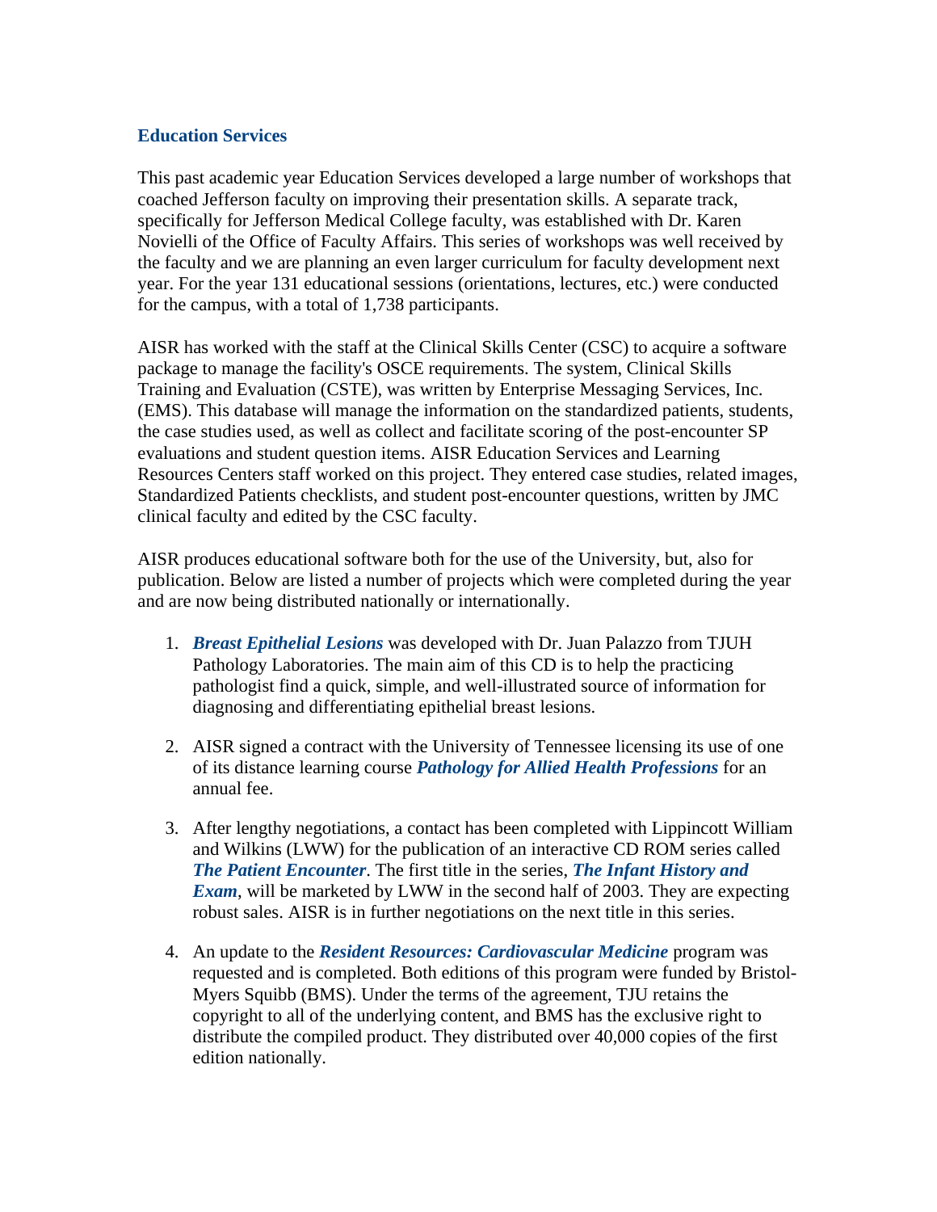### Education Services

This past academic year Education Services developed a large number of workshops that coached Jefferson faculty on improving their presentation skills. A separate track, specifically for Jefferson Medical College faculty, was established with Dr. Karen Novielli of the Office of Faculty Affairs. This series of workshops was well received by the faculty and we are planning an even larger curriculum for faculty development next year. For the year 131 educational sessions (orientations, lectures, etc.) were conducted for the campus, with a total of 1,738 participants.

AISR has worked with the staff at the Clinical Skills Center (CSC) to acquire a software package to manage the facility's OSCE requirements. The system, Clinical Skills Training and Evaluation (CSTE), was written by Enterprise Messaging Services, Inc. (EMS). This database will manage the information on the standardized patients, students, the case studies used, as well as collect and facilitate scoring of the post-encounter SP evaluations and student question items. AISR Education Services and Learning Resources Centers staff worked on this project. They entered case studies, related images, Standardized Patients checklists, and student post-encounter questions, written by JMC clinical faculty and edited by the CSC faculty.

AISR produces educational software both for the use of the University, but, also for publication. Below are listed a number of projects which were completed during the year and are now being distributed nationally or internationally.

1. ***Breast Epithelial Lesions*** was developed with Dr. Juan Palazzo from TJUH Pathology Laboratories. The main aim of this CD is to help the practicing pathologist find a quick, simple, and well-illustrated source of information for diagnosing and differentiating epithelial breast lesions.

2. AISR signed a contract with the University of Tennessee licensing its use of one of its distance learning course ***Pathology for Allied Health Professions*** for an annual fee.

3. After lengthy negotiations, a contact has been completed with Lippincott William and Wilkins (LWW) for the publication of an interactive CD ROM series called ***The Patient Encounter***. The first title in the series, ***The Infant History and Exam***, will be marketed by LWW in the second half of 2003. They are expecting robust sales. AISR is in further negotiations on the next title in this series.

4. An update to the ***Resident Resources: Cardiovascular Medicine*** program was requested and is completed. Both editions of this program were funded by Bristol-Myers Squibb (BMS). Under the terms of the agreement, TJU retains the copyright to all of the underlying content, and BMS has the exclusive right to distribute the compiled product. They distributed over 40,000 copies of the first edition nationally.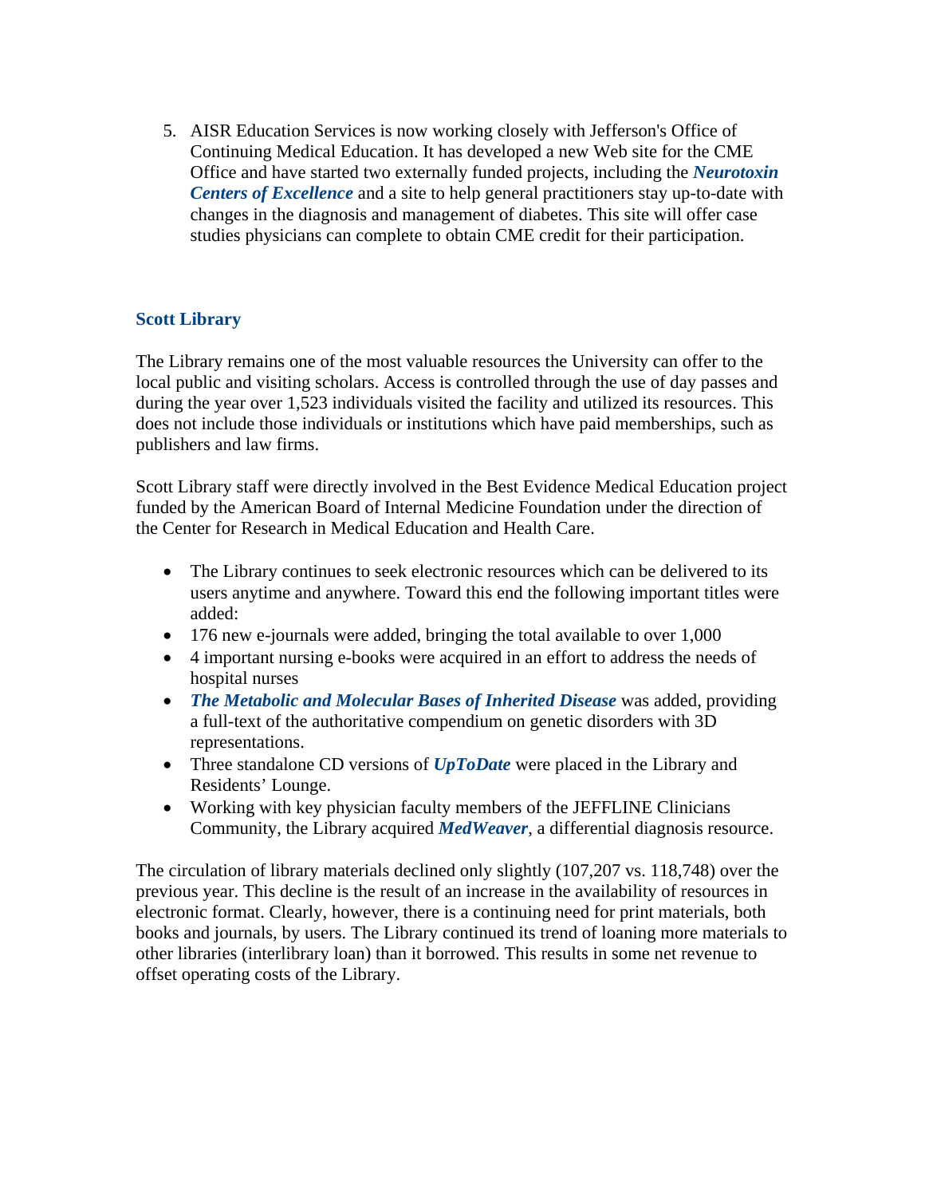5. AISR Education Services is now working closely with Jefferson's Office of Continuing Medical Education. It has developed a new Web site for the CME Office and have started two externally funded projects, including the ***Neurotoxin Centers of Excellence*** and a site to help general practitioners stay up-to-date with changes in the diagnosis and management of diabetes. This site will offer case studies physicians can complete to obtain CME credit for their participation.

## Scott Library

The Library remains one of the most valuable resources the University can offer to the local public and visiting scholars. Access is controlled through the use of day passes and during the year over 1,523 individuals visited the facility and utilized its resources. This does not include those individuals or institutions which have paid memberships, such as publishers and law firms.

Scott Library staff were directly involved in the Best Evidence Medical Education project funded by the American Board of Internal Medicine Foundation under the direction of the Center for Research in Medical Education and Health Care.

- The Library continues to seek electronic resources which can be delivered to its users anytime and anywhere. Toward this end the following important titles were added:
- 176 new e-journals were added, bringing the total available to over 1,000
- 4 important nursing e-books were acquired in an effort to address the needs of hospital nurses
- ***The Metabolic and Molecular Bases of Inherited Disease*** was added, providing a full-text of the authoritative compendium on genetic disorders with 3D representations.
- Three standalone CD versions of ***UpToDate*** were placed in the Library and Residents' Lounge.
- Working with key physician faculty members of the JEFFLINE Clinicians Community, the Library acquired ***MedWeaver***, a differential diagnosis resource.

The circulation of library materials declined only slightly (107,207 vs. 118,748) over the previous year. This decline is the result of an increase in the availability of resources in electronic format. Clearly, however, there is a continuing need for print materials, both books and journals, by users. The Library continued its trend of loaning more materials to other libraries (interlibrary loan) than it borrowed. This results in some net revenue to offset operating costs of the Library.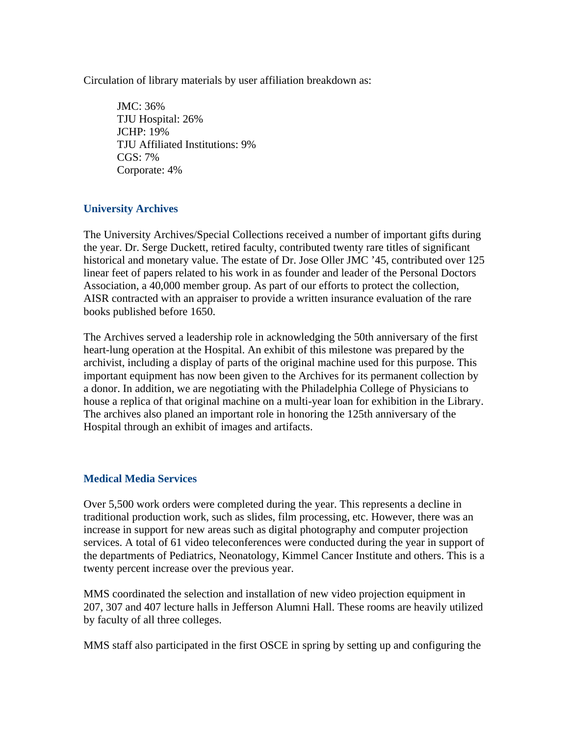Circulation of library materials by user affiliation breakdown as:

JMC: 36%
TJU Hospital: 26%
JCHP: 19%
TJU Affiliated Institutions: 9%
CGS: 7%
Corporate: 4%

### University Archives

The University Archives/Special Collections received a number of important gifts during the year. Dr. Serge Duckett, retired faculty, contributed twenty rare titles of significant historical and monetary value. The estate of Dr. Jose Oller JMC '45, contributed over 125 linear feet of papers related to his work in as founder and leader of the Personal Doctors Association, a 40,000 member group. As part of our efforts to protect the collection, AISR contracted with an appraiser to provide a written insurance evaluation of the rare books published before 1650.

The Archives served a leadership role in acknowledging the 50th anniversary of the first heart-lung operation at the Hospital. An exhibit of this milestone was prepared by the archivist, including a display of parts of the original machine used for this purpose. This important equipment has now been given to the Archives for its permanent collection by a donor. In addition, we are negotiating with the Philadelphia College of Physicians to house a replica of that original machine on a multi-year loan for exhibition in the Library. The archives also planed an important role in honoring the 125th anniversary of the Hospital through an exhibit of images and artifacts.

### Medical Media Services

Over 5,500 work orders were completed during the year. This represents a decline in traditional production work, such as slides, film processing, etc. However, there was an increase in support for new areas such as digital photography and computer projection services. A total of 61 video teleconferences were conducted during the year in support of the departments of Pediatrics, Neonatology, Kimmel Cancer Institute and others. This is a twenty percent increase over the previous year.

MMS coordinated the selection and installation of new video projection equipment in 207, 307 and 407 lecture halls in Jefferson Alumni Hall. These rooms are heavily utilized by faculty of all three colleges.

MMS staff also participated in the first OSCE in spring by setting up and configuring the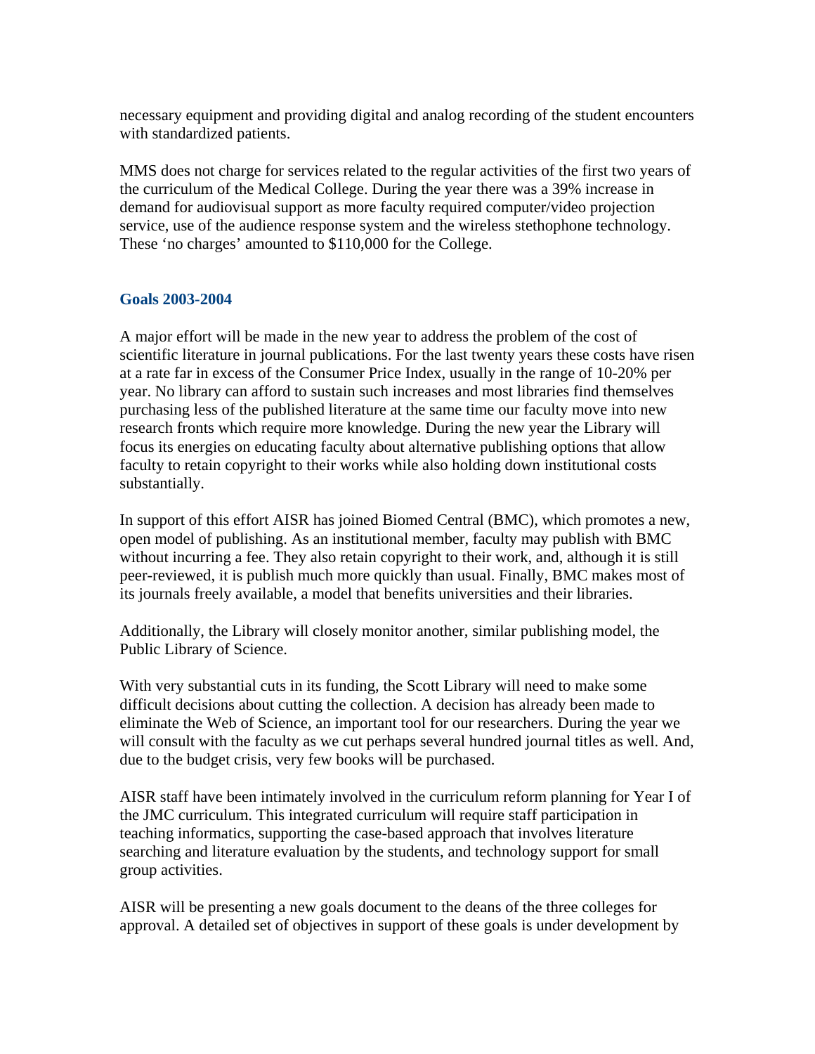necessary equipment and providing digital and analog recording of the student encounters with standardized patients.

MMS does not charge for services related to the regular activities of the first two years of the curriculum of the Medical College. During the year there was a 39% increase in demand for audiovisual support as more faculty required computer/video projection service, use of the audience response system and the wireless stethophone technology. These 'no charges' amounted to $110,000 for the College.

### Goals 2003-2004

A major effort will be made in the new year to address the problem of the cost of scientific literature in journal publications. For the last twenty years these costs have risen at a rate far in excess of the Consumer Price Index, usually in the range of 10-20% per year. No library can afford to sustain such increases and most libraries find themselves purchasing less of the published literature at the same time our faculty move into new research fronts which require more knowledge. During the new year the Library will focus its energies on educating faculty about alternative publishing options that allow faculty to retain copyright to their works while also holding down institutional costs substantially.

In support of this effort AISR has joined Biomed Central (BMC), which promotes a new, open model of publishing. As an institutional member, faculty may publish with BMC without incurring a fee. They also retain copyright to their work, and, although it is still peer-reviewed, it is publish much more quickly than usual. Finally, BMC makes most of its journals freely available, a model that benefits universities and their libraries.

Additionally, the Library will closely monitor another, similar publishing model, the Public Library of Science.

With very substantial cuts in its funding, the Scott Library will need to make some difficult decisions about cutting the collection. A decision has already been made to eliminate the Web of Science, an important tool for our researchers. During the year we will consult with the faculty as we cut perhaps several hundred journal titles as well. And, due to the budget crisis, very few books will be purchased.

AISR staff have been intimately involved in the curriculum reform planning for Year I of the JMC curriculum. This integrated curriculum will require staff participation in teaching informatics, supporting the case-based approach that involves literature searching and literature evaluation by the students, and technology support for small group activities.

AISR will be presenting a new goals document to the deans of the three colleges for approval. A detailed set of objectives in support of these goals is under development by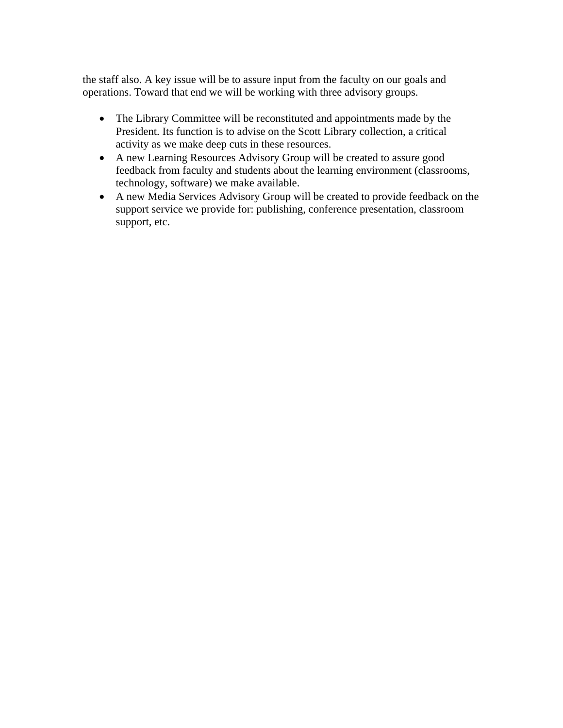the staff also. A key issue will be to assure input from the faculty on our goals and operations. Toward that end we will be working with three advisory groups.

- The Library Committee will be reconstituted and appointments made by the President. Its function is to advise on the Scott Library collection, a critical activity as we make deep cuts in these resources.
- A new Learning Resources Advisory Group will be created to assure good feedback from faculty and students about the learning environment (classrooms, technology, software) we make available.
- A new Media Services Advisory Group will be created to provide feedback on the support service we provide for: publishing, conference presentation, classroom support, etc.